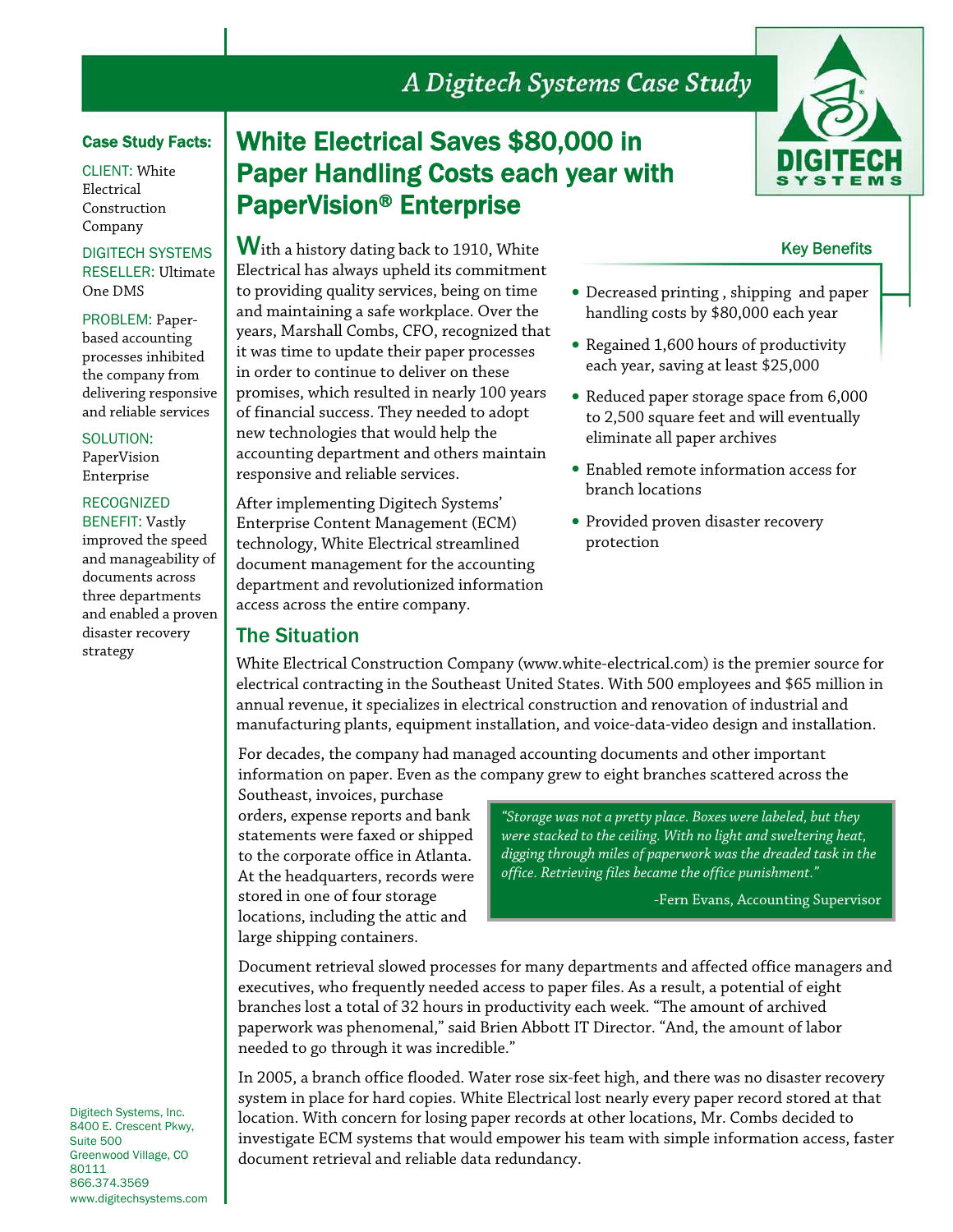*A Digitech Systems Case Study*

# White Electrical Saves $80,000 in Paper Handling Costs each year with PaperVision® Enterprise

**Case Study Facts:**

CLIENT: White Electrical Construction Company

DIGITECH SYSTEMS RESELLER: Ultimate One DMS

PROBLEM: Paper-based accounting processes inhibited the company from delivering responsive and reliable services

SOLUTION: PaperVision Enterprise

RECOGNIZED BENEFIT: Vastly improved the speed and manageability of documents across three departments and enabled a proven disaster recovery strategy

With a history dating back to 1910, White Electrical has always upheld its commitment to providing quality services, being on time and maintaining a safe workplace. Over the years, Marshall Combs, CFO, recognized that it was time to update their paper processes in order to continue to deliver on these promises, which resulted in nearly 100 years of financial success. They needed to adopt new technologies that would help the accounting department and others maintain responsive and reliable services.

After implementing Digitech Systems' Enterprise Content Management (ECM) technology, White Electrical streamlined document management for the accounting department and revolutionized information access across the entire company.

### Key Benefits

- Decreased printing , shipping and paper handling costs by $80,000 each year
- Regained 1,600 hours of productivity each year, saving at least $25,000
- Reduced paper storage space from 6,000 to 2,500 square feet and will eventually eliminate all paper archives
- Enabled remote information access for branch locations
- Provided proven disaster recovery protection

## The Situation

White Electrical Construction Company (www.white-electrical.com) is the premier source for electrical contracting in the Southeast United States. With 500 employees and $65 million in annual revenue, it specializes in electrical construction and renovation of industrial and manufacturing plants, equipment installation, and voice-data-video design and installation.

For decades, the company had managed accounting documents and other important information on paper. Even as the company grew to eight branches scattered across the Southeast, invoices, purchase orders, expense reports and bank statements were faxed or shipped to the corporate office in Atlanta. At the headquarters, records were stored in one of four storage locations, including the attic and large shipping containers.

> *"Storage was not a pretty place. Boxes were labeled, but they were stacked to the ceiling. With no light and sweltering heat, digging through miles of paperwork was the dreaded task in the office. Retrieving files became the office punishment."*
>
> -Fern Evans, Accounting Supervisor

Document retrieval slowed processes for many departments and affected office managers and executives, who frequently needed access to paper files. As a result, a potential of eight branches lost a total of 32 hours in productivity each week. "The amount of archived paperwork was phenomenal," said Brien Abbott IT Director. "And, the amount of labor needed to go through it was incredible."

In 2005, a branch office flooded. Water rose six-feet high, and there was no disaster recovery system in place for hard copies. White Electrical lost nearly every paper record stored at that location. With concern for losing paper records at other locations, Mr. Combs decided to investigate ECM systems that would empower his team with simple information access, faster document retrieval and reliable data redundancy.

Digitech Systems, Inc.
8400 E. Crescent Pkwy,
Suite 500
Greenwood Village, CO
80111
866.374.3569
www.digitechsystems.com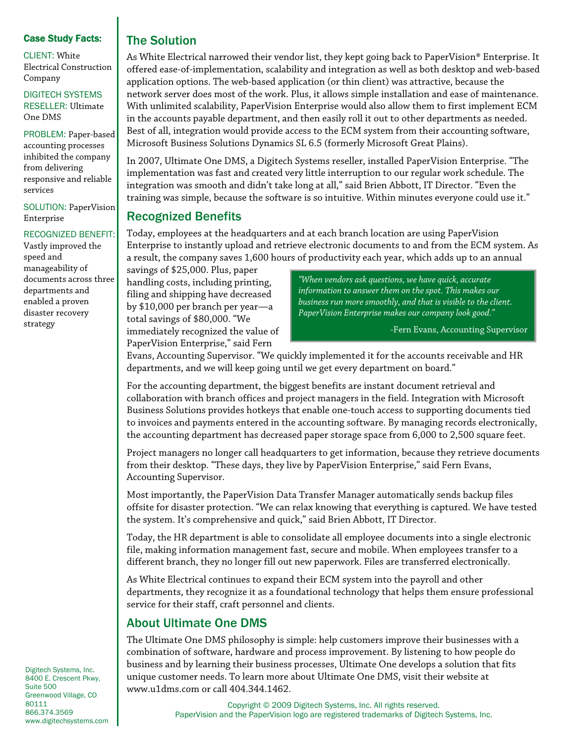**Case Study Facts:**

CLIENT: White Electrical Construction Company

DIGITECH SYSTEMS RESELLER: Ultimate One DMS

PROBLEM: Paper-based accounting processes inhibited the company from delivering responsive and reliable services

SOLUTION: PaperVision Enterprise

RECOGNIZED BENEFIT: Vastly improved the speed and manageability of documents across three departments and enabled a proven disaster recovery strategy

## The Solution

As White Electrical narrowed their vendor list, they kept going back to PaperVision® Enterprise. It offered ease-of-implementation, scalability and integration as well as both desktop and web-based application options. The web-based application (or thin client) was attractive, because the network server does most of the work. Plus, it allows simple installation and ease of maintenance. With unlimited scalability, PaperVision Enterprise would also allow them to first implement ECM in the accounts payable department, and then easily roll it out to other departments as needed. Best of all, integration would provide access to the ECM system from their accounting software, Microsoft Business Solutions Dynamics SL 6.5 (formerly Microsoft Great Plains).

In 2007, Ultimate One DMS, a Digitech Systems reseller, installed PaperVision Enterprise. "The implementation was fast and created very little interruption to our regular work schedule. The integration was smooth and didn't take long at all," said Brien Abbott, IT Director. "Even the training was simple, because the software is so intuitive. Within minutes everyone could use it."

## Recognized Benefits

Today, employees at the headquarters and at each branch location are using PaperVision Enterprise to instantly upload and retrieve electronic documents to and from the ECM system. As a result, the company saves 1,600 hours of productivity each year, which adds up to an annual savings of $25,000. Plus, paper handling costs, including printing, filing and shipping have decreased by $10,000 per branch per year—a total savings of $80,000. "We immediately recognized the value of PaperVision Enterprise," said Fern Evans, Accounting Supervisor. "We quickly implemented it for the accounts receivable and HR departments, and we will keep going until we get every department on board."

> *"When vendors ask questions, we have quick, accurate information to answer them on the spot. This makes our business run more smoothly, and that is visible to the client. PaperVision Enterprise makes our company look good."*
>
> -Fern Evans, Accounting Supervisor

For the accounting department, the biggest benefits are instant document retrieval and collaboration with branch offices and project managers in the field. Integration with Microsoft Business Solutions provides hotkeys that enable one-touch access to supporting documents tied to invoices and payments entered in the accounting software. By managing records electronically, the accounting department has decreased paper storage space from 6,000 to 2,500 square feet.

Project managers no longer call headquarters to get information, because they retrieve documents from their desktop. "These days, they live by PaperVision Enterprise," said Fern Evans, Accounting Supervisor.

Most importantly, the PaperVision Data Transfer Manager automatically sends backup files offsite for disaster protection. "We can relax knowing that everything is captured. We have tested the system. It's comprehensive and quick," said Brien Abbott, IT Director.

Today, the HR department is able to consolidate all employee documents into a single electronic file, making information management fast, secure and mobile. When employees transfer to a different branch, they no longer fill out new paperwork. Files are transferred electronically.

As White Electrical continues to expand their ECM system into the payroll and other departments, they recognize it as a foundational technology that helps them ensure professional service for their staff, craft personnel and clients.

## About Ultimate One DMS

The Ultimate One DMS philosophy is simple: help customers improve their businesses with a combination of software, hardware and process improvement. By listening to how people do business and by learning their business processes, Ultimate One develops a solution that fits unique customer needs. To learn more about Ultimate One DMS, visit their website at www.u1dms.com or call 404.344.1462.

Digitech Systems, Inc.
8400 E. Crescent Pkwy, Suite 500
Greenwood Village, CO 80111
866.374.3569
www.digitechsystems.com

Copyright © 2009 Digitech Systems, Inc. All rights reserved.
PaperVision and the PaperVision logo are registered trademarks of Digitech Systems, Inc.